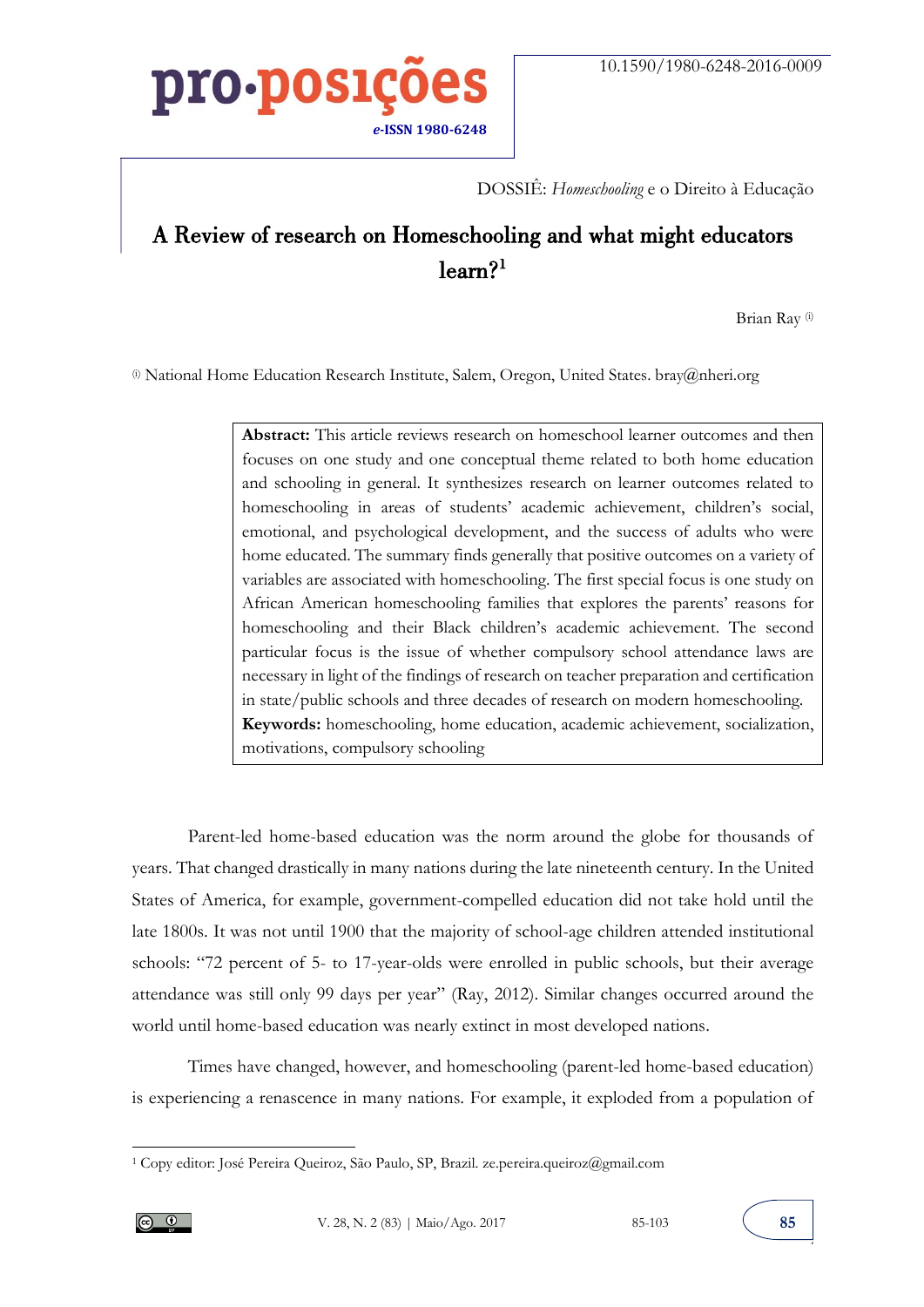10.1590/1980-6248-2016-0009

**pro·posições**

*e*-ISSN 1980-6248

DOSSIÊ: *Homeschooling* e o Direito à Educação

# A Review of research on Homeschooling and what might educators learn?[1]

Brian Ray [i]

[i] National Home Education Research Institute, Salem, Oregon, United States. bray@nheri.org

**Abstract:** This article reviews research on homeschool learner outcomes and then focuses on one study and one conceptual theme related to both home education and schooling in general. It synthesizes research on learner outcomes related to homeschooling in areas of students' academic achievement, children's social, emotional, and psychological development, and the success of adults who were home educated. The summary finds generally that positive outcomes on a variety of variables are associated with homeschooling. The first special focus is one study on African American homeschooling families that explores the parents' reasons for homeschooling and their Black children's academic achievement. The second particular focus is the issue of whether compulsory school attendance laws are necessary in light of the findings of research on teacher preparation and certification in state/public schools and three decades of research on modern homeschooling.
**Keywords:** homeschooling, home education, academic achievement, socialization, motivations, compulsory schooling

Parent-led home-based education was the norm around the globe for thousands of years. That changed drastically in many nations during the late nineteenth century. In the United States of America, for example, government-compelled education did not take hold until the late 1800s. It was not until 1900 that the majority of school-age children attended institutional schools: "72 percent of 5- to 17-year-olds were enrolled in public schools, but their average attendance was still only 99 days per year" (Ray, 2012). Similar changes occurred around the world until home-based education was nearly extinct in most developed nations.

Times have changed, however, and homeschooling (parent-led home-based education) is experiencing a renascence in many nations. For example, it exploded from a population of

[1] Copy editor: José Pereira Queiroz, São Paulo, SP, Brazil. ze.pereira.queiroz@gmail.com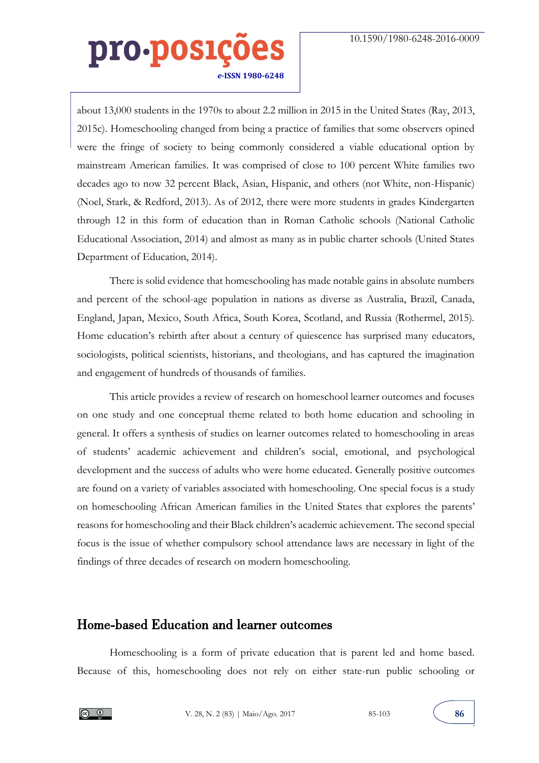about 13,000 students in the 1970s to about 2.2 million in 2015 in the United States (Ray, 2013, 2015c). Homeschooling changed from being a practice of families that some observers opined were the fringe of society to being commonly considered a viable educational option by mainstream American families. It was comprised of close to 100 percent White families two decades ago to now 32 percent Black, Asian, Hispanic, and others (not White, non-Hispanic) (Noel, Stark, & Redford, 2013). As of 2012, there were more students in grades Kindergarten through 12 in this form of education than in Roman Catholic schools (National Catholic Educational Association, 2014) and almost as many as in public charter schools (United States Department of Education, 2014).

There is solid evidence that homeschooling has made notable gains in absolute numbers and percent of the school-age population in nations as diverse as Australia, Brazil, Canada, England, Japan, Mexico, South Africa, South Korea, Scotland, and Russia (Rothermel, 2015). Home education's rebirth after about a century of quiescence has surprised many educators, sociologists, political scientists, historians, and theologians, and has captured the imagination and engagement of hundreds of thousands of families.

This article provides a review of research on homeschool learner outcomes and focuses on one study and one conceptual theme related to both home education and schooling in general. It offers a synthesis of studies on learner outcomes related to homeschooling in areas of students' academic achievement and children's social, emotional, and psychological development and the success of adults who were home educated. Generally positive outcomes are found on a variety of variables associated with homeschooling. One special focus is a study on homeschooling African American families in the United States that explores the parents' reasons for homeschooling and their Black children's academic achievement. The second special focus is the issue of whether compulsory school attendance laws are necessary in light of the findings of three decades of research on modern homeschooling.

## Home-based Education and learner outcomes

Homeschooling is a form of private education that is parent led and home based. Because of this, homeschooling does not rely on either state-run public schooling or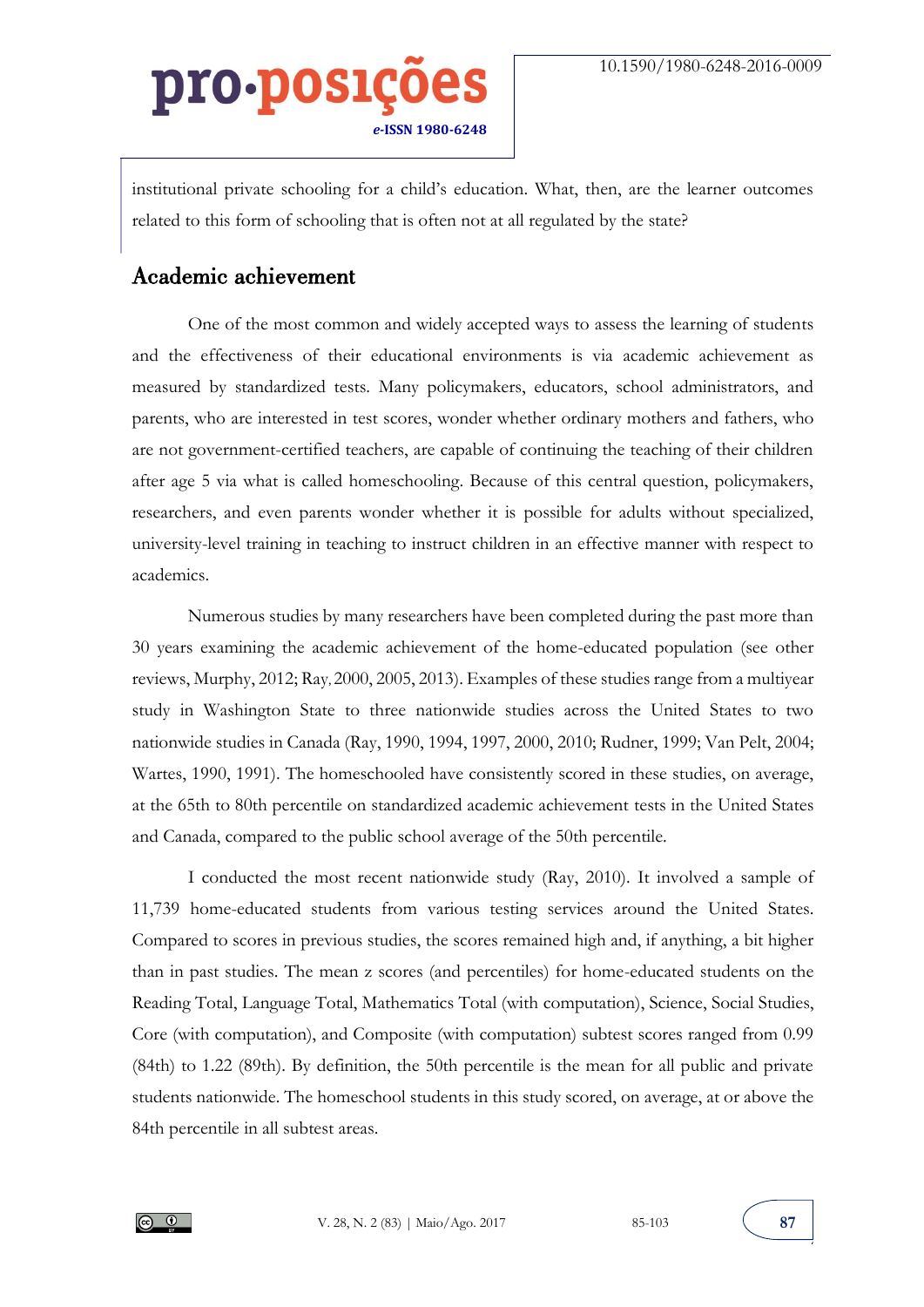institutional private schooling for a child's education. What, then, are the learner outcomes related to this form of schooling that is often not at all regulated by the state?

## Academic achievement

One of the most common and widely accepted ways to assess the learning of students and the effectiveness of their educational environments is via academic achievement as measured by standardized tests. Many policymakers, educators, school administrators, and parents, who are interested in test scores, wonder whether ordinary mothers and fathers, who are not government-certified teachers, are capable of continuing the teaching of their children after age 5 via what is called homeschooling. Because of this central question, policymakers, researchers, and even parents wonder whether it is possible for adults without specialized, university-level training in teaching to instruct children in an effective manner with respect to academics.

Numerous studies by many researchers have been completed during the past more than 30 years examining the academic achievement of the home-educated population (see other reviews, Murphy, 2012; Ray, 2000, 2005, 2013). Examples of these studies range from a multiyear study in Washington State to three nationwide studies across the United States to two nationwide studies in Canada (Ray, 1990, 1994, 1997, 2000, 2010; Rudner, 1999; Van Pelt, 2004; Wartes, 1990, 1991). The homeschooled have consistently scored in these studies, on average, at the 65th to 80th percentile on standardized academic achievement tests in the United States and Canada, compared to the public school average of the 50th percentile.

I conducted the most recent nationwide study (Ray, 2010). It involved a sample of 11,739 home-educated students from various testing services around the United States. Compared to scores in previous studies, the scores remained high and, if anything, a bit higher than in past studies. The mean z scores (and percentiles) for home-educated students on the Reading Total, Language Total, Mathematics Total (with computation), Science, Social Studies, Core (with computation), and Composite (with computation) subtest scores ranged from 0.99 (84th) to 1.22 (89th). By definition, the 50th percentile is the mean for all public and private students nationwide. The homeschool students in this study scored, on average, at or above the 84th percentile in all subtest areas.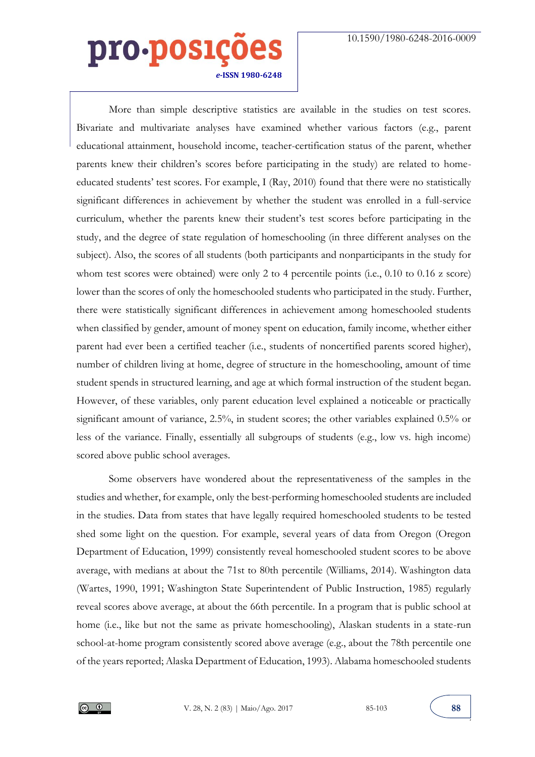More than simple descriptive statistics are available in the studies on test scores. Bivariate and multivariate analyses have examined whether various factors (e.g., parent educational attainment, household income, teacher-certification status of the parent, whether parents knew their children's scores before participating in the study) are related to home-educated students' test scores. For example, I (Ray, 2010) found that there were no statistically significant differences in achievement by whether the student was enrolled in a full-service curriculum, whether the parents knew their student's test scores before participating in the study, and the degree of state regulation of homeschooling (in three different analyses on the subject). Also, the scores of all students (both participants and nonparticipants in the study for whom test scores were obtained) were only 2 to 4 percentile points (i.e., 0.10 to 0.16 z score) lower than the scores of only the homeschooled students who participated in the study. Further, there were statistically significant differences in achievement among homeschooled students when classified by gender, amount of money spent on education, family income, whether either parent had ever been a certified teacher (i.e., students of noncertified parents scored higher), number of children living at home, degree of structure in the homeschooling, amount of time student spends in structured learning, and age at which formal instruction of the student began. However, of these variables, only parent education level explained a noticeable or practically significant amount of variance, 2.5%, in student scores; the other variables explained 0.5% or less of the variance. Finally, essentially all subgroups of students (e.g., low vs. high income) scored above public school averages.

Some observers have wondered about the representativeness of the samples in the studies and whether, for example, only the best-performing homeschooled students are included in the studies. Data from states that have legally required homeschooled students to be tested shed some light on the question. For example, several years of data from Oregon (Oregon Department of Education, 1999) consistently reveal homeschooled student scores to be above average, with medians at about the 71st to 80th percentile (Williams, 2014). Washington data (Wartes, 1990, 1991; Washington State Superintendent of Public Instruction, 1985) regularly reveal scores above average, at about the 66th percentile. In a program that is public school at home (i.e., like but not the same as private homeschooling), Alaskan students in a state-run school-at-home program consistently scored above average (e.g., about the 78th percentile one of the years reported; Alaska Department of Education, 1993). Alabama homeschooled students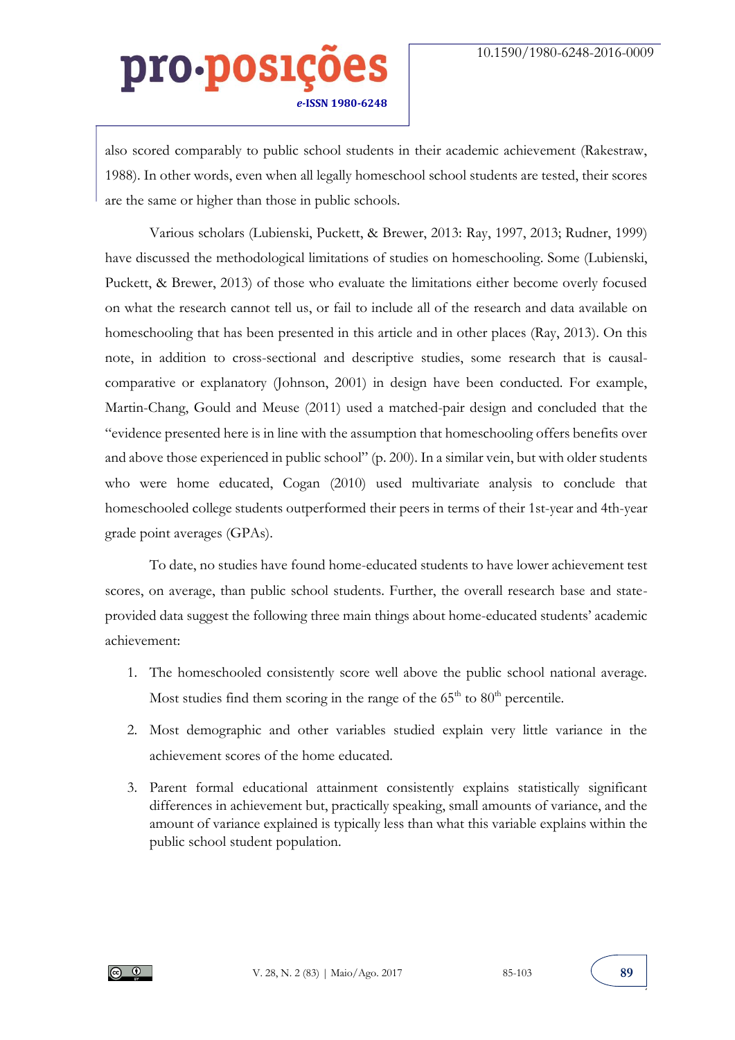also scored comparably to public school students in their academic achievement (Rakestraw, 1988). In other words, even when all legally homeschool school students are tested, their scores are the same or higher than those in public schools.

Various scholars (Lubienski, Puckett, & Brewer, 2013: Ray, 1997, 2013; Rudner, 1999) have discussed the methodological limitations of studies on homeschooling. Some (Lubienski, Puckett, & Brewer, 2013) of those who evaluate the limitations either become overly focused on what the research cannot tell us, or fail to include all of the research and data available on homeschooling that has been presented in this article and in other places (Ray, 2013). On this note, in addition to cross-sectional and descriptive studies, some research that is causal-comparative or explanatory (Johnson, 2001) in design have been conducted. For example, Martin-Chang, Gould and Meuse (2011) used a matched-pair design and concluded that the "evidence presented here is in line with the assumption that homeschooling offers benefits over and above those experienced in public school" (p. 200). In a similar vein, but with older students who were home educated, Cogan (2010) used multivariate analysis to conclude that homeschooled college students outperformed their peers in terms of their 1st-year and 4th-year grade point averages (GPAs).

To date, no studies have found home-educated students to have lower achievement test scores, on average, than public school students. Further, the overall research base and state-provided data suggest the following three main things about home-educated students' academic achievement:

1. The homeschooled consistently score well above the public school national average. Most studies find them scoring in the range of the 65th to 80th percentile.
2. Most demographic and other variables studied explain very little variance in the achievement scores of the home educated.
3. Parent formal educational attainment consistently explains statistically significant differences in achievement but, practically speaking, small amounts of variance, and the amount of variance explained is typically less than what this variable explains within the public school student population.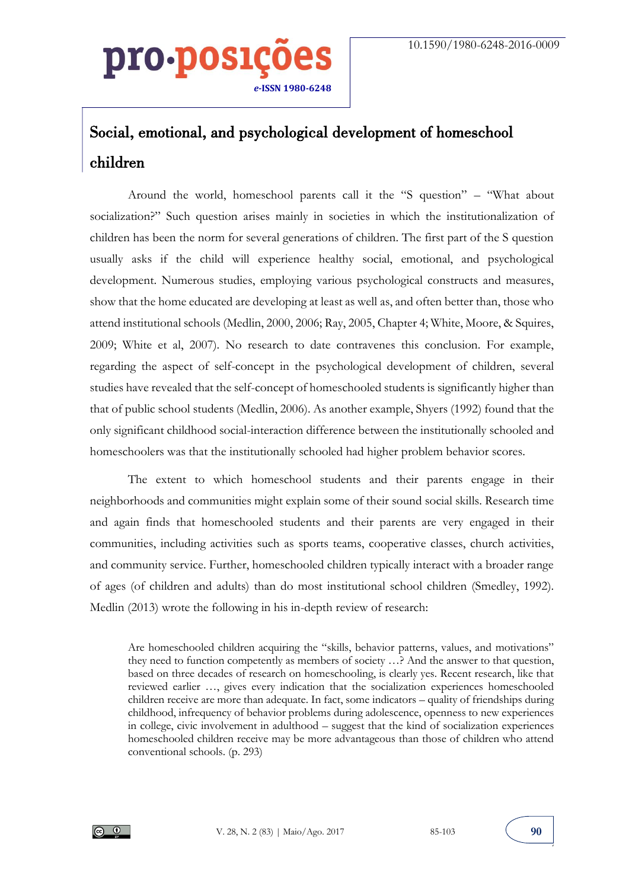## Social, emotional, and psychological development of homeschool children

Around the world, homeschool parents call it the "S question" – "What about socialization?" Such question arises mainly in societies in which the institutionalization of children has been the norm for several generations of children. The first part of the S question usually asks if the child will experience healthy social, emotional, and psychological development. Numerous studies, employing various psychological constructs and measures, show that the home educated are developing at least as well as, and often better than, those who attend institutional schools (Medlin, 2000, 2006; Ray, 2005, Chapter 4; White, Moore, & Squires, 2009; White et al, 2007). No research to date contravenes this conclusion. For example, regarding the aspect of self-concept in the psychological development of children, several studies have revealed that the self-concept of homeschooled students is significantly higher than that of public school students (Medlin, 2006). As another example, Shyers (1992) found that the only significant childhood social-interaction difference between the institutionally schooled and homeschoolers was that the institutionally schooled had higher problem behavior scores.

The extent to which homeschool students and their parents engage in their neighborhoods and communities might explain some of their sound social skills. Research time and again finds that homeschooled students and their parents are very engaged in their communities, including activities such as sports teams, cooperative classes, church activities, and community service. Further, homeschooled children typically interact with a broader range of ages (of children and adults) than do most institutional school children (Smedley, 1992). Medlin (2013) wrote the following in his in-depth review of research:

> Are homeschooled children acquiring the "skills, behavior patterns, values, and motivations" they need to function competently as members of society …? And the answer to that question, based on three decades of research on homeschooling, is clearly yes. Recent research, like that reviewed earlier …, gives every indication that the socialization experiences homeschooled children receive are more than adequate. In fact, some indicators – quality of friendships during childhood, infrequency of behavior problems during adolescence, openness to new experiences in college, civic involvement in adulthood – suggest that the kind of socialization experiences homeschooled children receive may be more advantageous than those of children who attend conventional schools. (p. 293)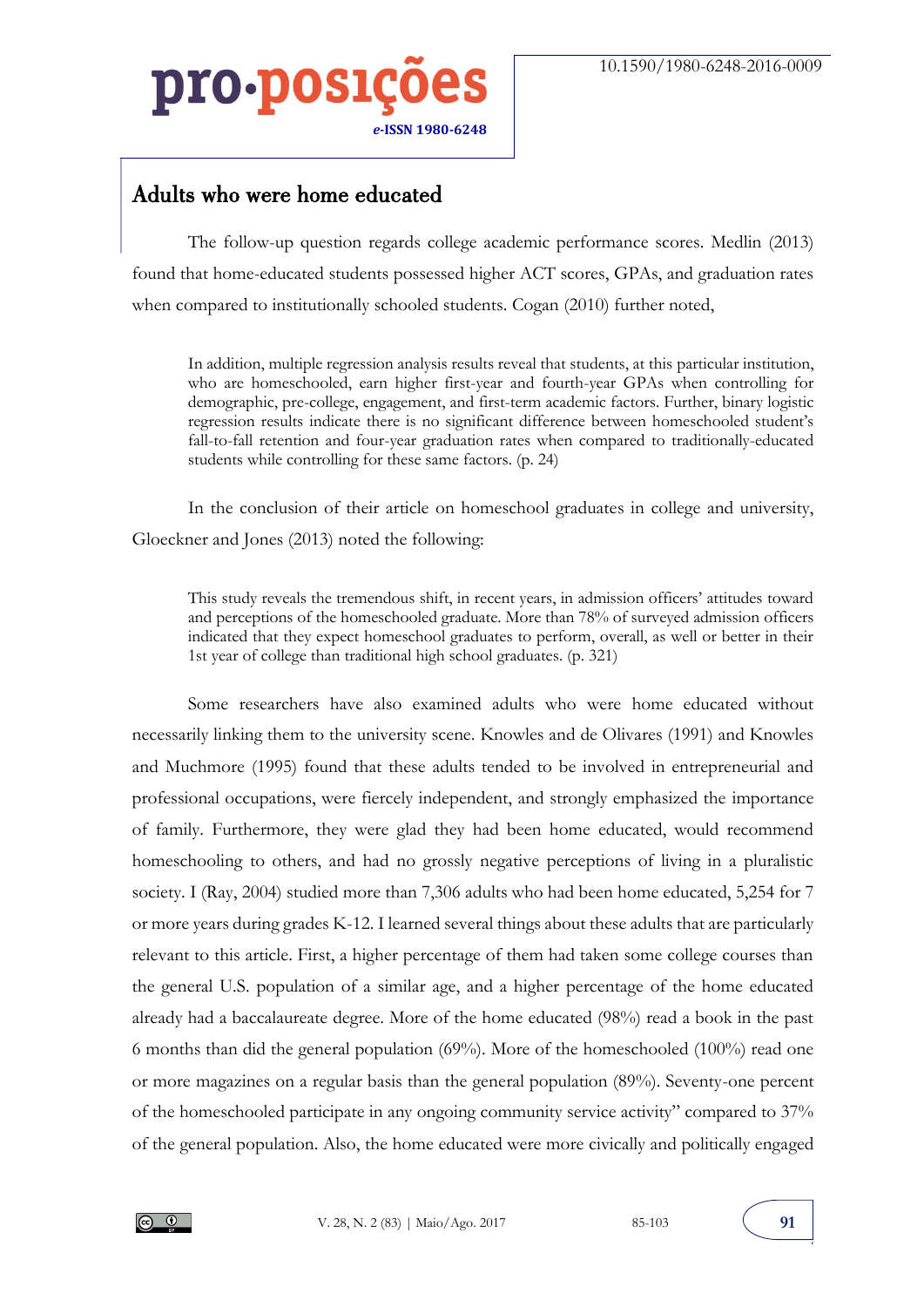## Adults who were home educated

The follow-up question regards college academic performance scores. Medlin (2013) found that home-educated students possessed higher ACT scores, GPAs, and graduation rates when compared to institutionally schooled students. Cogan (2010) further noted,

> In addition, multiple regression analysis results reveal that students, at this particular institution, who are homeschooled, earn higher first-year and fourth-year GPAs when controlling for demographic, pre-college, engagement, and first-term academic factors. Further, binary logistic regression results indicate there is no significant difference between homeschooled student's fall-to-fall retention and four-year graduation rates when compared to traditionally-educated students while controlling for these same factors. (p. 24)

In the conclusion of their article on homeschool graduates in college and university, Gloeckner and Jones (2013) noted the following:

> This study reveals the tremendous shift, in recent years, in admission officers' attitudes toward and perceptions of the homeschooled graduate. More than 78% of surveyed admission officers indicated that they expect homeschool graduates to perform, overall, as well or better in their 1st year of college than traditional high school graduates. (p. 321)

Some researchers have also examined adults who were home educated without necessarily linking them to the university scene. Knowles and de Olivares (1991) and Knowles and Muchmore (1995) found that these adults tended to be involved in entrepreneurial and professional occupations, were fiercely independent, and strongly emphasized the importance of family. Furthermore, they were glad they had been home educated, would recommend homeschooling to others, and had no grossly negative perceptions of living in a pluralistic society. I (Ray, 2004) studied more than 7,306 adults who had been home educated, 5,254 for 7 or more years during grades K-12. I learned several things about these adults that are particularly relevant to this article. First, a higher percentage of them had taken some college courses than the general U.S. population of a similar age, and a higher percentage of the home educated already had a baccalaureate degree. More of the home educated (98%) read a book in the past 6 months than did the general population (69%). More of the homeschooled (100%) read one or more magazines on a regular basis than the general population (89%). Seventy-one percent of the homeschooled participate in any ongoing community service activity" compared to 37% of the general population. Also, the home educated were more civically and politically engaged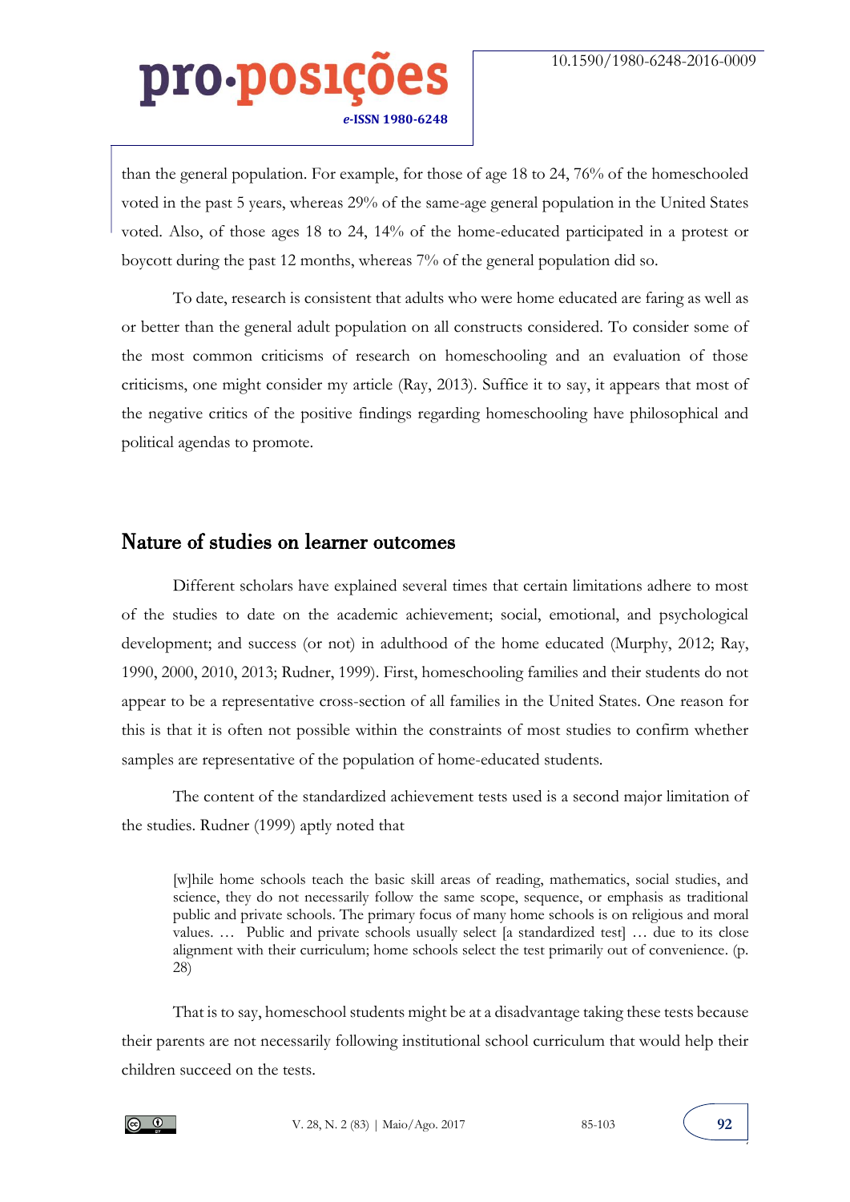than the general population. For example, for those of age 18 to 24, 76% of the homeschooled voted in the past 5 years, whereas 29% of the same-age general population in the United States voted. Also, of those ages 18 to 24, 14% of the home-educated participated in a protest or boycott during the past 12 months, whereas 7% of the general population did so.

To date, research is consistent that adults who were home educated are faring as well as or better than the general adult population on all constructs considered. To consider some of the most common criticisms of research on homeschooling and an evaluation of those criticisms, one might consider my article (Ray, 2013). Suffice it to say, it appears that most of the negative critics of the positive findings regarding homeschooling have philosophical and political agendas to promote.

## Nature of studies on learner outcomes

Different scholars have explained several times that certain limitations adhere to most of the studies to date on the academic achievement; social, emotional, and psychological development; and success (or not) in adulthood of the home educated (Murphy, 2012; Ray, 1990, 2000, 2010, 2013; Rudner, 1999). First, homeschooling families and their students do not appear to be a representative cross-section of all families in the United States. One reason for this is that it is often not possible within the constraints of most studies to confirm whether samples are representative of the population of home-educated students.

The content of the standardized achievement tests used is a second major limitation of the studies. Rudner (1999) aptly noted that

> [w]hile home schools teach the basic skill areas of reading, mathematics, social studies, and science, they do not necessarily follow the same scope, sequence, or emphasis as traditional public and private schools. The primary focus of many home schools is on religious and moral values. … Public and private schools usually select [a standardized test] … due to its close alignment with their curriculum; home schools select the test primarily out of convenience. (p. 28)

That is to say, homeschool students might be at a disadvantage taking these tests because their parents are not necessarily following institutional school curriculum that would help their children succeed on the tests.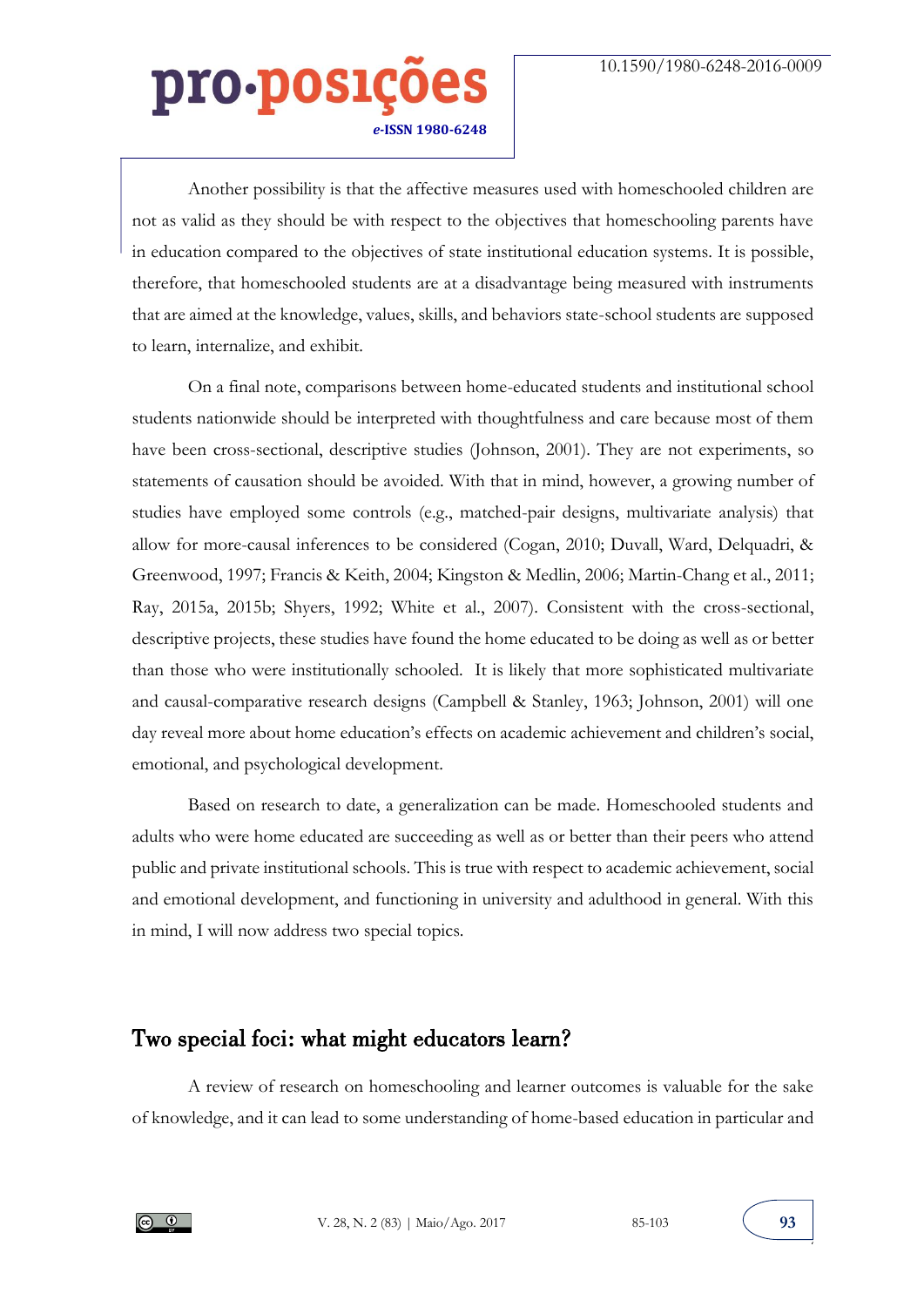Another possibility is that the affective measures used with homeschooled children are not as valid as they should be with respect to the objectives that homeschooling parents have in education compared to the objectives of state institutional education systems. It is possible, therefore, that homeschooled students are at a disadvantage being measured with instruments that are aimed at the knowledge, values, skills, and behaviors state-school students are supposed to learn, internalize, and exhibit.

On a final note, comparisons between home-educated students and institutional school students nationwide should be interpreted with thoughtfulness and care because most of them have been cross-sectional, descriptive studies (Johnson, 2001). They are not experiments, so statements of causation should be avoided. With that in mind, however, a growing number of studies have employed some controls (e.g., matched-pair designs, multivariate analysis) that allow for more-causal inferences to be considered (Cogan, 2010; Duvall, Ward, Delquadri, & Greenwood, 1997; Francis & Keith, 2004; Kingston & Medlin, 2006; Martin-Chang et al., 2011; Ray, 2015a, 2015b; Shyers, 1992; White et al., 2007). Consistent with the cross-sectional, descriptive projects, these studies have found the home educated to be doing as well as or better than those who were institutionally schooled. It is likely that more sophisticated multivariate and causal-comparative research designs (Campbell & Stanley, 1963; Johnson, 2001) will one day reveal more about home education's effects on academic achievement and children's social, emotional, and psychological development.

Based on research to date, a generalization can be made. Homeschooled students and adults who were home educated are succeeding as well as or better than their peers who attend public and private institutional schools. This is true with respect to academic achievement, social and emotional development, and functioning in university and adulthood in general. With this in mind, I will now address two special topics.

## Two special foci: what might educators learn?

A review of research on homeschooling and learner outcomes is valuable for the sake of knowledge, and it can lead to some understanding of home-based education in particular and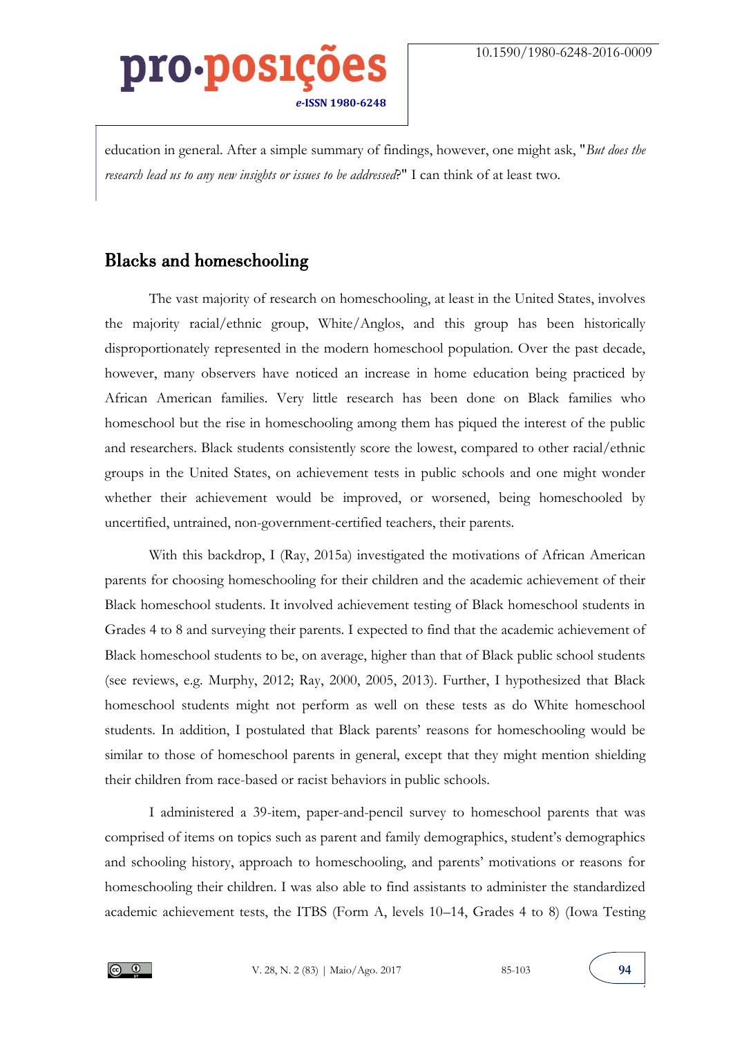education in general. After a simple summary of findings, however, one might ask, "*But does the research lead us to any new insights or issues to be addressed?*" I can think of at least two.

## Blacks and homeschooling

The vast majority of research on homeschooling, at least in the United States, involves the majority racial/ethnic group, White/Anglos, and this group has been historically disproportionately represented in the modern homeschool population. Over the past decade, however, many observers have noticed an increase in home education being practiced by African American families. Very little research has been done on Black families who homeschool but the rise in homeschooling among them has piqued the interest of the public and researchers. Black students consistently score the lowest, compared to other racial/ethnic groups in the United States, on achievement tests in public schools and one might wonder whether their achievement would be improved, or worsened, being homeschooled by uncertified, untrained, non-government-certified teachers, their parents.

With this backdrop, I (Ray, 2015a) investigated the motivations of African American parents for choosing homeschooling for their children and the academic achievement of their Black homeschool students. It involved achievement testing of Black homeschool students in Grades 4 to 8 and surveying their parents. I expected to find that the academic achievement of Black homeschool students to be, on average, higher than that of Black public school students (see reviews, e.g. Murphy, 2012; Ray, 2000, 2005, 2013). Further, I hypothesized that Black homeschool students might not perform as well on these tests as do White homeschool students. In addition, I postulated that Black parents' reasons for homeschooling would be similar to those of homeschool parents in general, except that they might mention shielding their children from race-based or racist behaviors in public schools.

I administered a 39-item, paper-and-pencil survey to homeschool parents that was comprised of items on topics such as parent and family demographics, student's demographics and schooling history, approach to homeschooling, and parents' motivations or reasons for homeschooling their children. I was also able to find assistants to administer the standardized academic achievement tests, the ITBS (Form A, levels 10–14, Grades 4 to 8) (Iowa Testing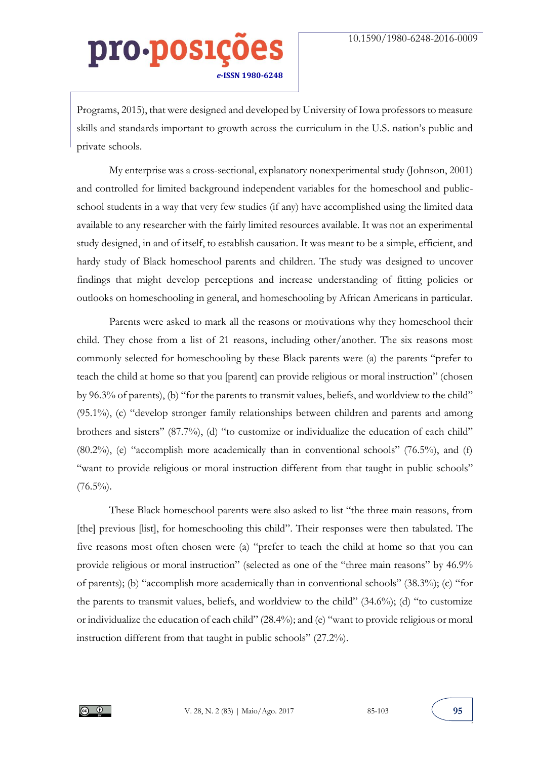Programs, 2015), that were designed and developed by University of Iowa professors to measure skills and standards important to growth across the curriculum in the U.S. nation's public and private schools.

My enterprise was a cross-sectional, explanatory nonexperimental study (Johnson, 2001) and controlled for limited background independent variables for the homeschool and public-school students in a way that very few studies (if any) have accomplished using the limited data available to any researcher with the fairly limited resources available. It was not an experimental study designed, in and of itself, to establish causation. It was meant to be a simple, efficient, and hardy study of Black homeschool parents and children. The study was designed to uncover findings that might develop perceptions and increase understanding of fitting policies or outlooks on homeschooling in general, and homeschooling by African Americans in particular.

Parents were asked to mark all the reasons or motivations why they homeschool their child. They chose from a list of 21 reasons, including other/another. The six reasons most commonly selected for homeschooling by these Black parents were (a) the parents "prefer to teach the child at home so that you [parent] can provide religious or moral instruction" (chosen by 96.3% of parents), (b) "for the parents to transmit values, beliefs, and worldview to the child" (95.1%), (c) "develop stronger family relationships between children and parents and among brothers and sisters" (87.7%), (d) "to customize or individualize the education of each child" (80.2%), (e) "accomplish more academically than in conventional schools" (76.5%), and (f) "want to provide religious or moral instruction different from that taught in public schools" (76.5%).

These Black homeschool parents were also asked to list "the three main reasons, from [the] previous [list], for homeschooling this child". Their responses were then tabulated. The five reasons most often chosen were (a) "prefer to teach the child at home so that you can provide religious or moral instruction" (selected as one of the "three main reasons" by 46.9% of parents); (b) "accomplish more academically than in conventional schools" (38.3%); (c) "for the parents to transmit values, beliefs, and worldview to the child" (34.6%); (d) "to customize or individualize the education of each child" (28.4%); and (e) "want to provide religious or moral instruction different from that taught in public schools" (27.2%).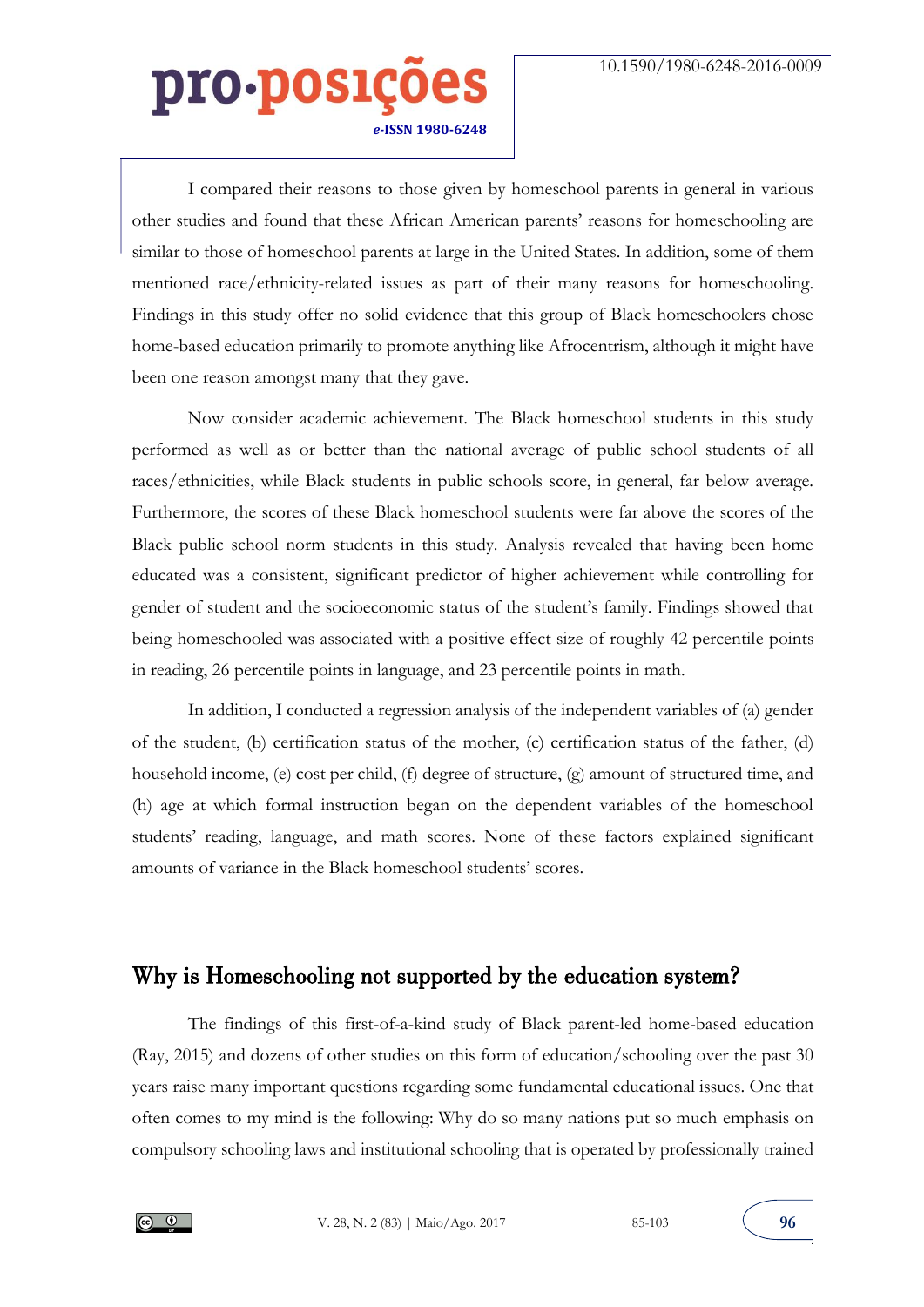I compared their reasons to those given by homeschool parents in general in various other studies and found that these African American parents' reasons for homeschooling are similar to those of homeschool parents at large in the United States. In addition, some of them mentioned race/ethnicity-related issues as part of their many reasons for homeschooling. Findings in this study offer no solid evidence that this group of Black homeschoolers chose home-based education primarily to promote anything like Afrocentrism, although it might have been one reason amongst many that they gave.

Now consider academic achievement. The Black homeschool students in this study performed as well as or better than the national average of public school students of all races/ethnicities, while Black students in public schools score, in general, far below average. Furthermore, the scores of these Black homeschool students were far above the scores of the Black public school norm students in this study. Analysis revealed that having been home educated was a consistent, significant predictor of higher achievement while controlling for gender of student and the socioeconomic status of the student's family. Findings showed that being homeschooled was associated with a positive effect size of roughly 42 percentile points in reading, 26 percentile points in language, and 23 percentile points in math.

In addition, I conducted a regression analysis of the independent variables of (a) gender of the student, (b) certification status of the mother, (c) certification status of the father, (d) household income, (e) cost per child, (f) degree of structure, (g) amount of structured time, and (h) age at which formal instruction began on the dependent variables of the homeschool students' reading, language, and math scores. None of these factors explained significant amounts of variance in the Black homeschool students' scores.

## Why is Homeschooling not supported by the education system?

The findings of this first-of-a-kind study of Black parent-led home-based education (Ray, 2015) and dozens of other studies on this form of education/schooling over the past 30 years raise many important questions regarding some fundamental educational issues. One that often comes to my mind is the following: Why do so many nations put so much emphasis on compulsory schooling laws and institutional schooling that is operated by professionally trained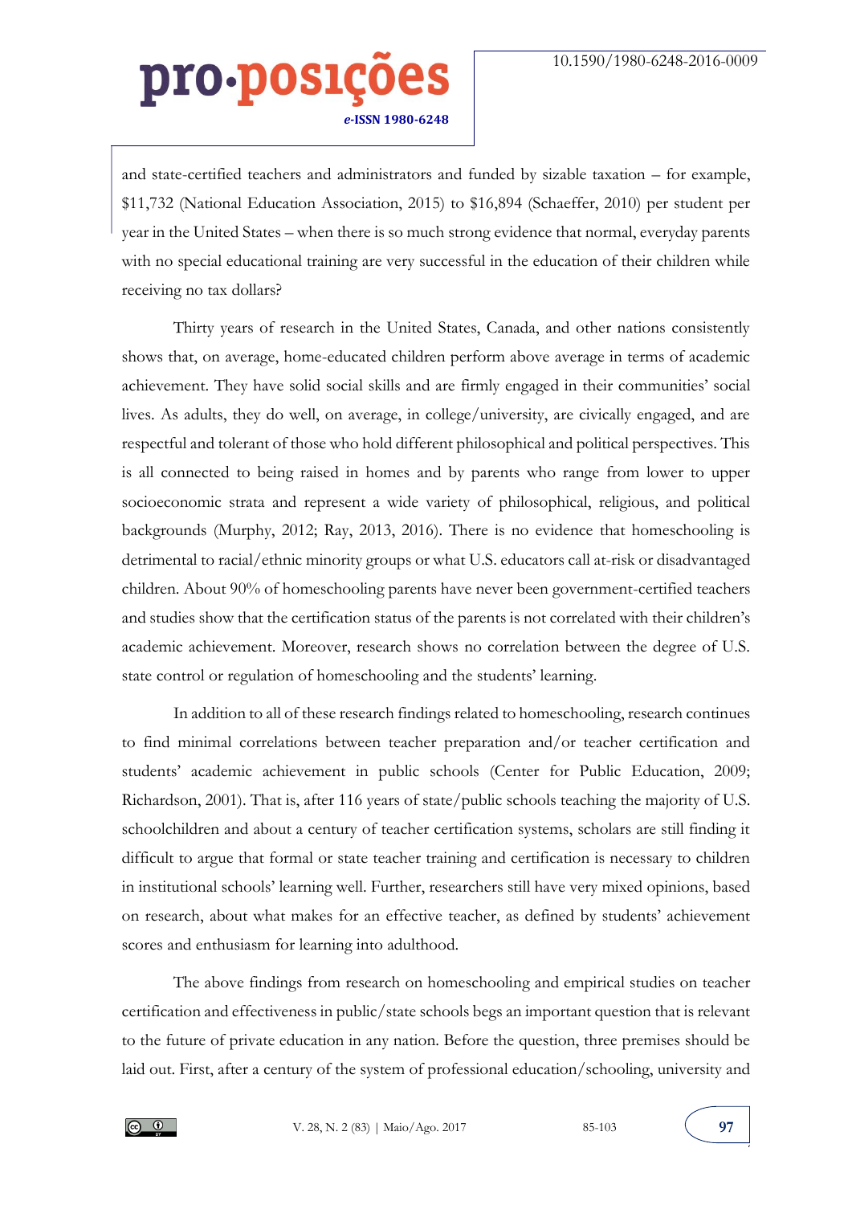and state-certified teachers and administrators and funded by sizable taxation – for example, $11,732 (National Education Association, 2015) to $16,894 (Schaeffer, 2010) per student per year in the United States – when there is so much strong evidence that normal, everyday parents with no special educational training are very successful in the education of their children while receiving no tax dollars?

Thirty years of research in the United States, Canada, and other nations consistently shows that, on average, home-educated children perform above average in terms of academic achievement. They have solid social skills and are firmly engaged in their communities' social lives. As adults, they do well, on average, in college/university, are civically engaged, and are respectful and tolerant of those who hold different philosophical and political perspectives. This is all connected to being raised in homes and by parents who range from lower to upper socioeconomic strata and represent a wide variety of philosophical, religious, and political backgrounds (Murphy, 2012; Ray, 2013, 2016). There is no evidence that homeschooling is detrimental to racial/ethnic minority groups or what U.S. educators call at-risk or disadvantaged children. About 90% of homeschooling parents have never been government-certified teachers and studies show that the certification status of the parents is not correlated with their children's academic achievement. Moreover, research shows no correlation between the degree of U.S. state control or regulation of homeschooling and the students' learning.

In addition to all of these research findings related to homeschooling, research continues to find minimal correlations between teacher preparation and/or teacher certification and students' academic achievement in public schools (Center for Public Education, 2009; Richardson, 2001). That is, after 116 years of state/public schools teaching the majority of U.S. schoolchildren and about a century of teacher certification systems, scholars are still finding it difficult to argue that formal or state teacher training and certification is necessary to children in institutional schools' learning well. Further, researchers still have very mixed opinions, based on research, about what makes for an effective teacher, as defined by students' achievement scores and enthusiasm for learning into adulthood.

The above findings from research on homeschooling and empirical studies on teacher certification and effectiveness in public/state schools begs an important question that is relevant to the future of private education in any nation. Before the question, three premises should be laid out. First, after a century of the system of professional education/schooling, university and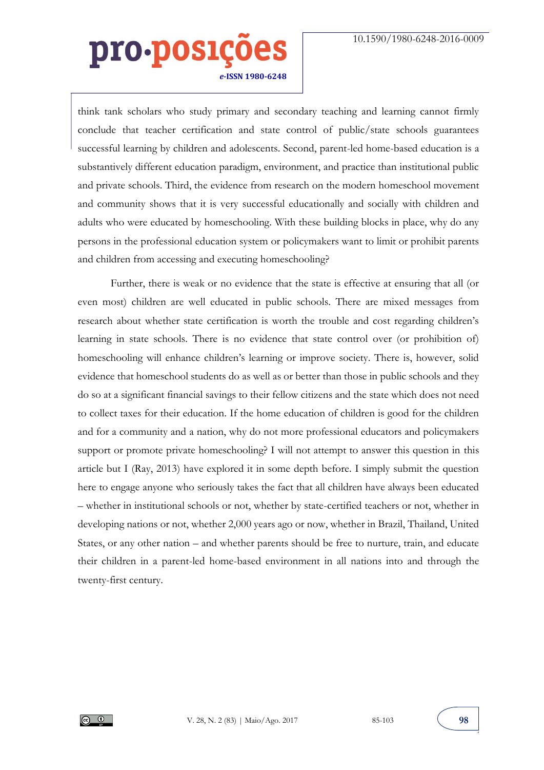think tank scholars who study primary and secondary teaching and learning cannot firmly conclude that teacher certification and state control of public/state schools guarantees successful learning by children and adolescents. Second, parent-led home-based education is a substantively different education paradigm, environment, and practice than institutional public and private schools. Third, the evidence from research on the modern homeschool movement and community shows that it is very successful educationally and socially with children and adults who were educated by homeschooling. With these building blocks in place, why do any persons in the professional education system or policymakers want to limit or prohibit parents and children from accessing and executing homeschooling?

Further, there is weak or no evidence that the state is effective at ensuring that all (or even most) children are well educated in public schools. There are mixed messages from research about whether state certification is worth the trouble and cost regarding children's learning in state schools. There is no evidence that state control over (or prohibition of) homeschooling will enhance children's learning or improve society. There is, however, solid evidence that homeschool students do as well as or better than those in public schools and they do so at a significant financial savings to their fellow citizens and the state which does not need to collect taxes for their education. If the home education of children is good for the children and for a community and a nation, why do not more professional educators and policymakers support or promote private homeschooling? I will not attempt to answer this question in this article but I (Ray, 2013) have explored it in some depth before. I simply submit the question here to engage anyone who seriously takes the fact that all children have always been educated – whether in institutional schools or not, whether by state-certified teachers or not, whether in developing nations or not, whether 2,000 years ago or now, whether in Brazil, Thailand, United States, or any other nation – and whether parents should be free to nurture, train, and educate their children in a parent-led home-based environment in all nations into and through the twenty-first century.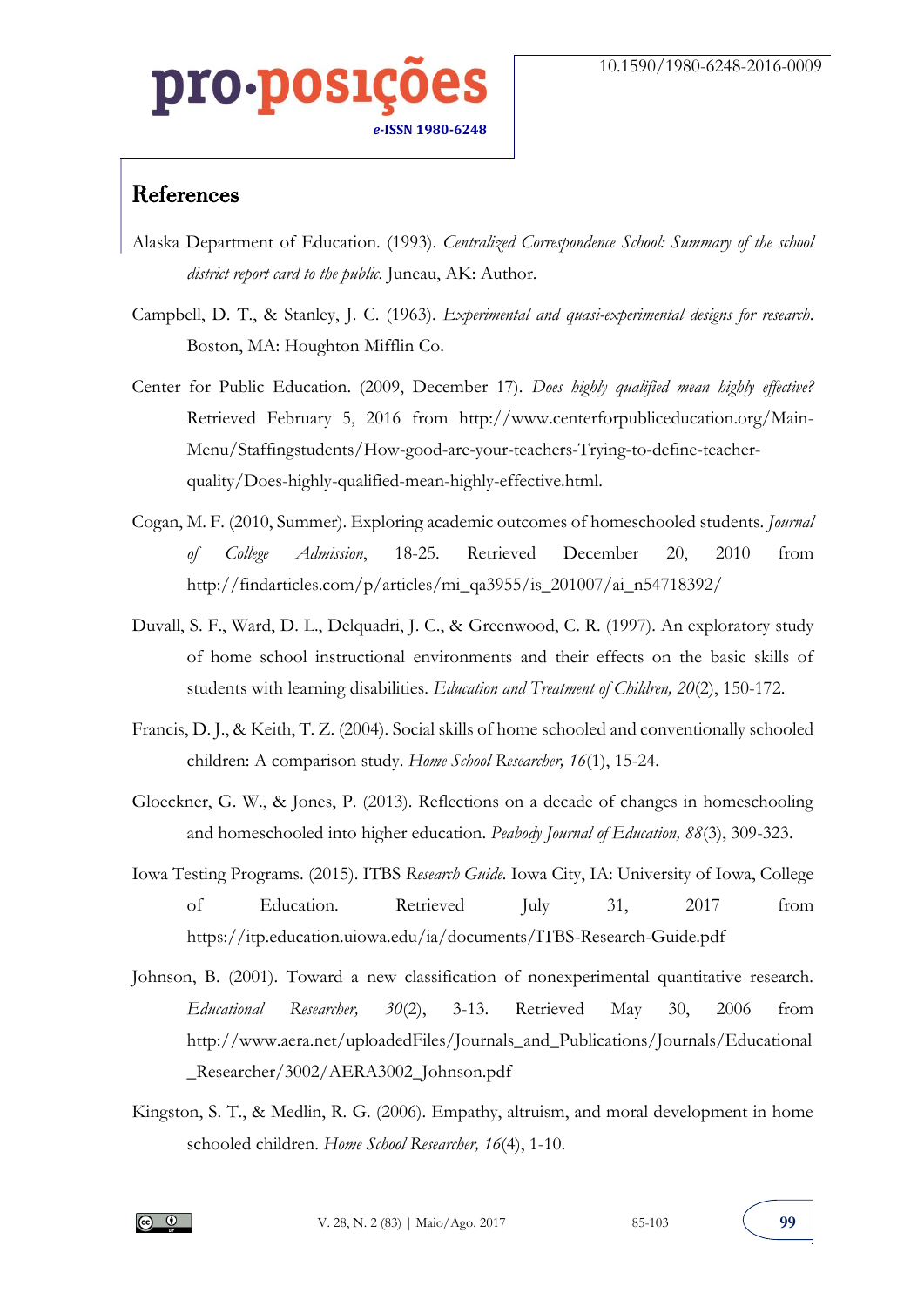## References

Alaska Department of Education. (1993). *Centralized Correspondence School: Summary of the school district report card to the public.* Juneau, AK: Author.

Campbell, D. T., & Stanley, J. C. (1963). *Experimental and quasi-experimental designs for research.* Boston, MA: Houghton Mifflin Co.

Center for Public Education. (2009, December 17). *Does highly qualified mean highly effective?* Retrieved February 5, 2016 from http://www.centerforpubliceducation.org/Main-Menu/Staffingstudents/How-good-are-your-teachers-Trying-to-define-teacher-quality/Does-highly-qualified-mean-highly-effective.html.

Cogan, M. F. (2010, Summer). Exploring academic outcomes of homeschooled students. *Journal of College Admission*, 18-25. Retrieved December 20, 2010 from http://findarticles.com/p/articles/mi_qa3955/is_201007/ai_n54718392/

Duvall, S. F., Ward, D. L., Delquadri, J. C., & Greenwood, C. R. (1997). An exploratory study of home school instructional environments and their effects on the basic skills of students with learning disabilities. *Education and Treatment of Children, 20*(2), 150-172.

Francis, D. J., & Keith, T. Z. (2004). Social skills of home schooled and conventionally schooled children: A comparison study. *Home School Researcher, 16*(1), 15-24.

Gloeckner, G. W., & Jones, P. (2013). Reflections on a decade of changes in homeschooling and homeschooled into higher education. *Peabody Journal of Education, 88*(3), 309-323.

Iowa Testing Programs. (2015). ITBS *Research Guide.* Iowa City, IA: University of Iowa, College of Education. Retrieved July 31, 2017 from https://itp.education.uiowa.edu/ia/documents/ITBS-Research-Guide.pdf

Johnson, B. (2001). Toward a new classification of nonexperimental quantitative research. *Educational Researcher, 30*(2), 3-13. Retrieved May 30, 2006 from http://www.aera.net/uploadedFiles/Journals_and_Publications/Journals/Educational_Researcher/3002/AERA3002_Johnson.pdf

Kingston, S. T., & Medlin, R. G. (2006). Empathy, altruism, and moral development in home schooled children. *Home School Researcher, 16*(4), 1-10.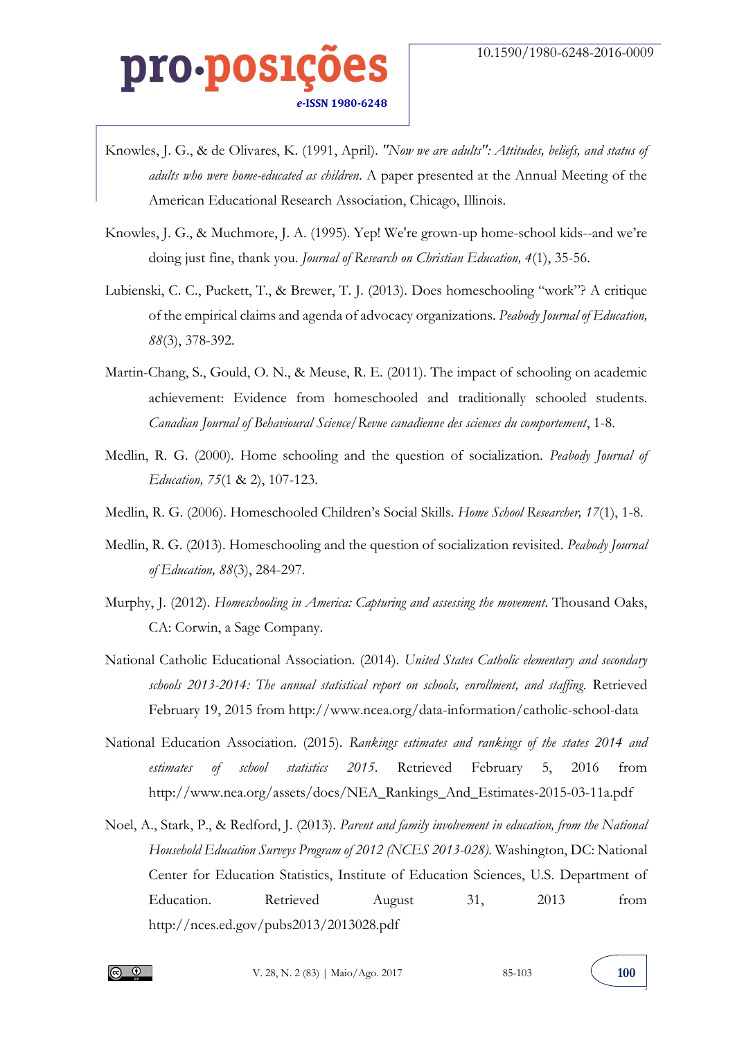Knowles, J. G., & de Olivares, K. (1991, April). *"Now we are adults": Attitudes, beliefs, and status of adults who were home-educated as children*. A paper presented at the Annual Meeting of the American Educational Research Association, Chicago, Illinois.

Knowles, J. G., & Muchmore, J. A. (1995). Yep! We're grown-up home-school kids--and we're doing just fine, thank you. *Journal of Research on Christian Education, 4*(1), 35-56.

Lubienski, C. C., Puckett, T., & Brewer, T. J. (2013). Does homeschooling "work"? A critique of the empirical claims and agenda of advocacy organizations. *Peabody Journal of Education, 88*(3), 378-392.

Martin-Chang, S., Gould, O. N., & Meuse, R. E. (2011). The impact of schooling on academic achievement: Evidence from homeschooled and traditionally schooled students. *Canadian Journal of Behavioural Science/Revue canadienne des sciences du comportement*, 1-8.

Medlin, R. G. (2000). Home schooling and the question of socialization. *Peabody Journal of Education, 75*(1 & 2), 107-123.

Medlin, R. G. (2006). Homeschooled Children's Social Skills. *Home School Researcher, 17*(1), 1-8.

Medlin, R. G. (2013). Homeschooling and the question of socialization revisited. *Peabody Journal of Education, 88*(3), 284-297.

Murphy, J. (2012). *Homeschooling in America: Capturing and assessing the movement*. Thousand Oaks, CA: Corwin, a Sage Company.

National Catholic Educational Association. (2014). *United States Catholic elementary and secondary schools 2013-2014: The annual statistical report on schools, enrollment, and staffing*. Retrieved February 19, 2015 from http://www.ncea.org/data-information/catholic-school-data

National Education Association. (2015). *Rankings estimates and rankings of the states 2014 and estimates of school statistics 2015*. Retrieved February 5, 2016 from http://www.nea.org/assets/docs/NEA_Rankings_And_Estimates-2015-03-11a.pdf

Noel, A., Stark, P., & Redford, J. (2013). *Parent and family involvement in education, from the National Household Education Surveys Program of 2012 (NCES 2013-028)*. Washington, DC: National Center for Education Statistics, Institute of Education Sciences, U.S. Department of Education. Retrieved August 31, 2013 from http://nces.ed.gov/pubs2013/2013028.pdf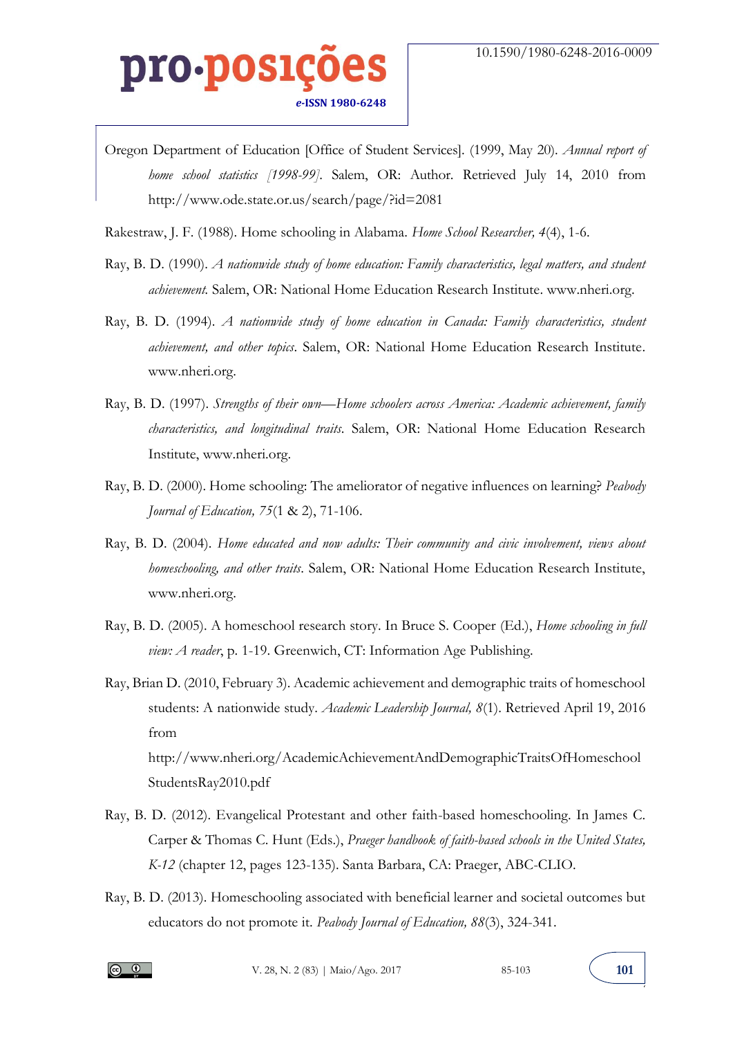Oregon Department of Education [Office of Student Services]. (1999, May 20). *Annual report of home school statistics [1998-99]*. Salem, OR: Author. Retrieved July 14, 2010 from http://www.ode.state.or.us/search/page/?id=2081

Rakestraw, J. F. (1988). Home schooling in Alabama. *Home School Researcher, 4*(4), 1-6.

Ray, B. D. (1990). *A nationwide study of home education: Family characteristics, legal matters, and student achievement*. Salem, OR: National Home Education Research Institute. www.nheri.org.

Ray, B. D. (1994). *A nationwide study of home education in Canada: Family characteristics, student achievement, and other topics*. Salem, OR: National Home Education Research Institute. www.nheri.org.

Ray, B. D. (1997). *Strengths of their own—Home schoolers across America: Academic achievement, family characteristics, and longitudinal traits*. Salem, OR: National Home Education Research Institute, www.nheri.org.

Ray, B. D. (2000). Home schooling: The ameliorator of negative influences on learning? *Peabody Journal of Education, 75*(1 & 2), 71-106.

Ray, B. D. (2004). *Home educated and now adults: Their community and civic involvement, views about homeschooling, and other traits*. Salem, OR: National Home Education Research Institute, www.nheri.org.

Ray, B. D. (2005). A homeschool research story. In Bruce S. Cooper (Ed.), *Home schooling in full view: A reader*, p. 1-19. Greenwich, CT: Information Age Publishing.

Ray, Brian D. (2010, February 3). Academic achievement and demographic traits of homeschool students: A nationwide study. *Academic Leadership Journal, 8*(1). Retrieved April 19, 2016 from http://www.nheri.org/AcademicAchievementAndDemographicTraitsOfHomeschoolStudentsRay2010.pdf

Ray, B. D. (2012). Evangelical Protestant and other faith-based homeschooling. In James C. Carper & Thomas C. Hunt (Eds.), *Praeger handbook of faith-based schools in the United States, K-12* (chapter 12, pages 123-135). Santa Barbara, CA: Praeger, ABC-CLIO.

Ray, B. D. (2013). Homeschooling associated with beneficial learner and societal outcomes but educators do not promote it. *Peabody Journal of Education, 88*(3), 324-341.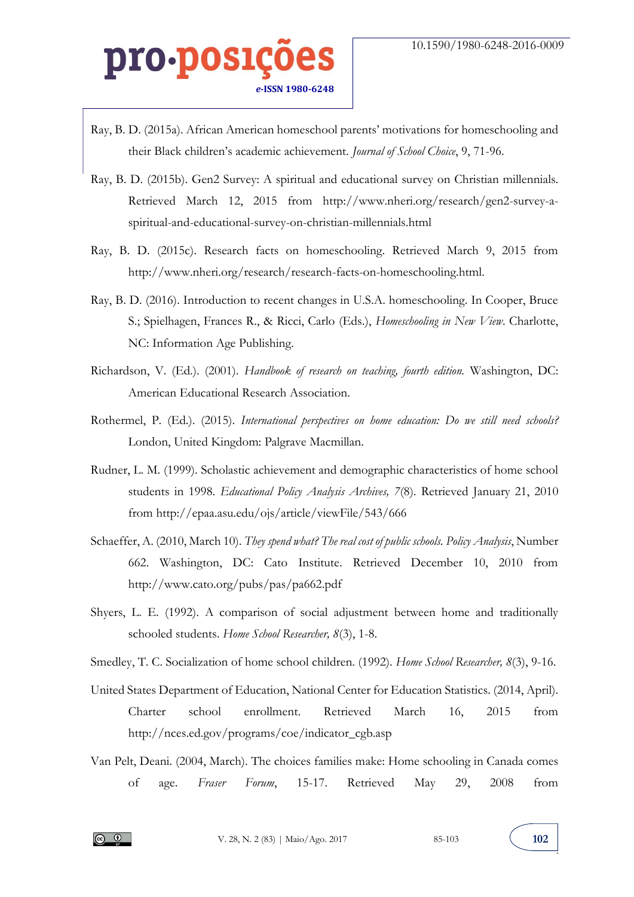Ray, B. D. (2015a). African American homeschool parents' motivations for homeschooling and their Black children's academic achievement. *Journal of School Choice*, 9, 71-96.

Ray, B. D. (2015b). Gen2 Survey: A spiritual and educational survey on Christian millennials. Retrieved March 12, 2015 from http://www.nheri.org/research/gen2-survey-a-spiritual-and-educational-survey-on-christian-millennials.html

Ray, B. D. (2015c). Research facts on homeschooling. Retrieved March 9, 2015 from http://www.nheri.org/research/research-facts-on-homeschooling.html.

Ray, B. D. (2016). Introduction to recent changes in U.S.A. homeschooling. In Cooper, Bruce S.; Spielhagen, Frances R., & Ricci, Carlo (Eds.), *Homeschooling in New View*. Charlotte, NC: Information Age Publishing.

Richardson, V. (Ed.). (2001). *Handbook of research on teaching, fourth edition.* Washington, DC: American Educational Research Association.

Rothermel, P. (Ed.). (2015). *International perspectives on home education: Do we still need schools?* London, United Kingdom: Palgrave Macmillan.

Rudner, L. M. (1999). Scholastic achievement and demographic characteristics of home school students in 1998. *Educational Policy Analysis Archives, 7*(8). Retrieved January 21, 2010 from http://epaa.asu.edu/ojs/article/viewFile/543/666

Schaeffer, A. (2010, March 10). *They spend what? The real cost of public schools. Policy Analysis*, Number 662. Washington, DC: Cato Institute. Retrieved December 10, 2010 from http://www.cato.org/pubs/pas/pa662.pdf

Shyers, L. E. (1992). A comparison of social adjustment between home and traditionally schooled students. *Home School Researcher, 8*(3), 1-8.

Smedley, T. C. Socialization of home school children. (1992). *Home School Researcher, 8*(3), 9-16.

United States Department of Education, National Center for Education Statistics. (2014, April). Charter school enrollment. Retrieved March 16, 2015 from http://nces.ed.gov/programs/coe/indicator_cgb.asp

Van Pelt, Deani. (2004, March). The choices families make: Home schooling in Canada comes of age. *Fraser Forum*, 15-17. Retrieved May 29, 2008 from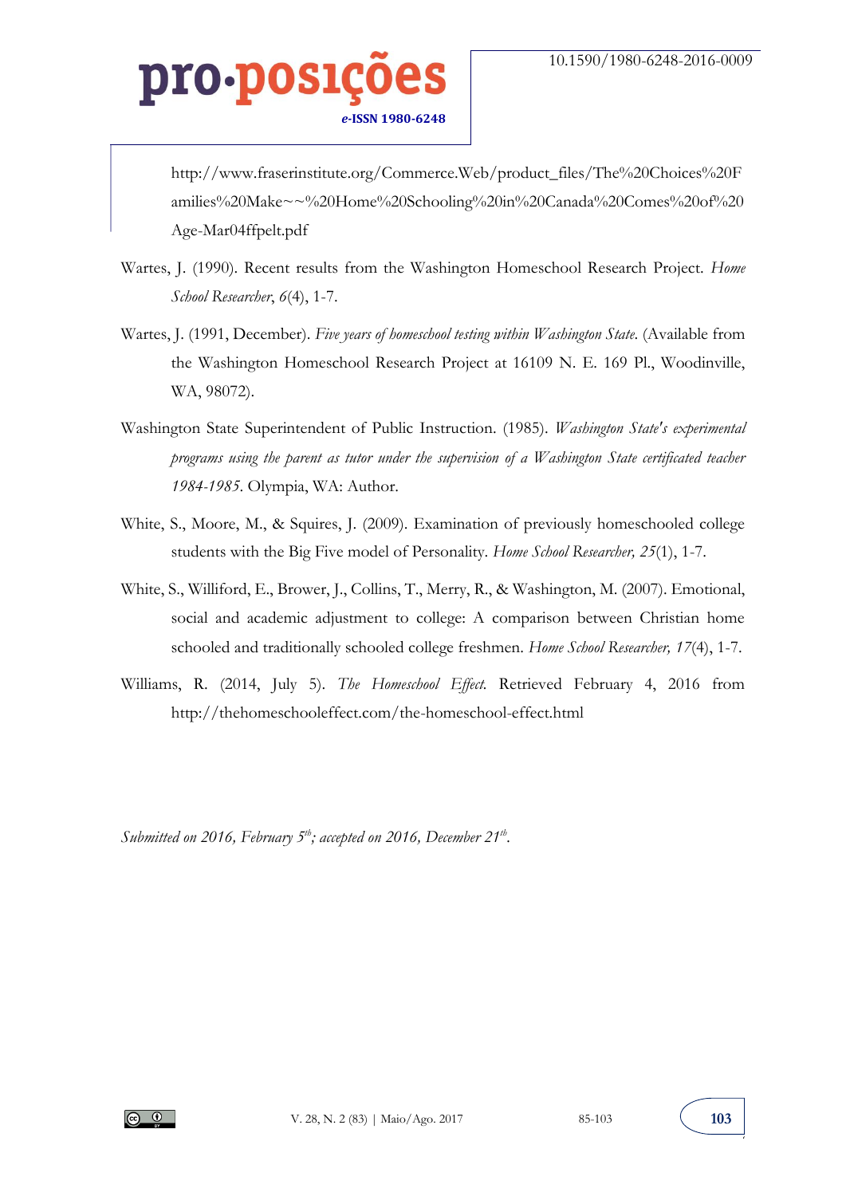http://www.fraserinstitute.org/Commerce.Web/product_files/The%20Choices%20Families%20Make~~%20Home%20Schooling%20in%20Canada%20Comes%20of%20Age-Mar04ffpelt.pdf

Wartes, J. (1990). Recent results from the Washington Homeschool Research Project. *Home School Researcher*, *6*(4), 1-7.

Wartes, J. (1991, December). *Five years of homeschool testing within Washington State*. (Available from the Washington Homeschool Research Project at 16109 N. E. 169 Pl., Woodinville, WA, 98072).

Washington State Superintendent of Public Instruction. (1985). *Washington State's experimental programs using the parent as tutor under the supervision of a Washington State certificated teacher 1984-1985*. Olympia, WA: Author.

White, S., Moore, M., & Squires, J. (2009). Examination of previously homeschooled college students with the Big Five model of Personality. *Home School Researcher, 25*(1), 1-7.

White, S., Williford, E., Brower, J., Collins, T., Merry, R., & Washington, M. (2007). Emotional, social and academic adjustment to college: A comparison between Christian home schooled and traditionally schooled college freshmen. *Home School Researcher, 17*(4), 1-7.

Williams, R. (2014, July 5). *The Homeschool Effect.* Retrieved February 4, 2016 from http://thehomeschooleffect.com/the-homeschool-effect.html

*Submitted on 2016, February 5th; accepted on 2016, December 21th.*